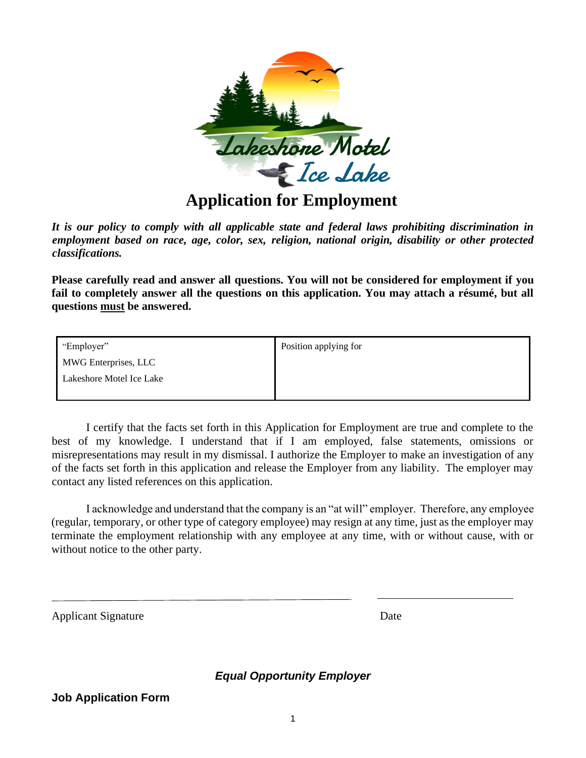Lakeshore Motel Ice Lake

# Application for Employment

***It is our policy to comply with all applicable state and federal laws prohibiting discrimination in employment based on race, age, color, sex, religion, national origin, disability or other protected classifications.***

**Please carefully read and answer all questions. You will not be considered for employment if you fail to completely answer all the questions on this application. You may attach a résumé, but all questions <u>must</u> be answered.**

| "Employer"<br>MWG Enterprises, LLC<br>Lakeshore Motel Ice Lake | Position applying for |
|---|---|

I certify that the facts set forth in this Application for Employment are true and complete to the best of my knowledge. I understand that if I am employed, false statements, omissions or misrepresentations may result in my dismissal. I authorize the Employer to make an investigation of any of the facts set forth in this application and release the Employer from any liability. The employer may contact any listed references on this application.

I acknowledge and understand that the company is an "at will" employer. Therefore, any employee (regular, temporary, or other type of category employee) may resign at any time, just as the employer may terminate the employment relationship with any employee at any time, with or without cause, with or without notice to the other party.

Applicant Signature ______________________ Date ______________

***Equal Opportunity Employer***

**Job Application Form**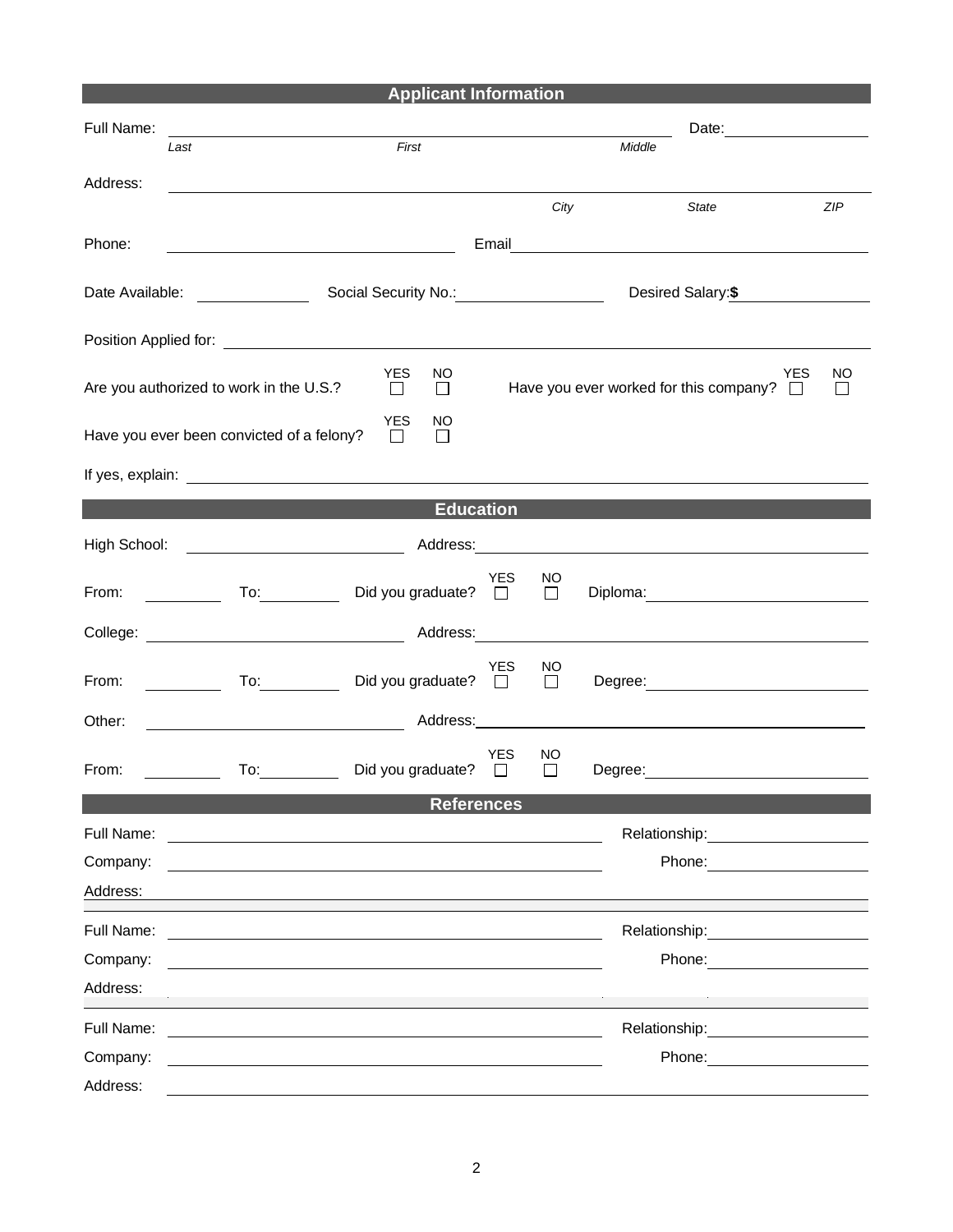## Applicant Information

Full Name: ______________________________________________ Date: ____________

*Last* *First* *Middle*

Address: ______________________________________________

*City* *State* *ZIP*

Phone: ____________________ Email ____________________

Date Available: __________ Social Security No.: __________ Desired Salary:**$** __________

Position Applied for: ______________________________________________

Are you authorized to work in the U.S.? YES ☐ NO ☐ Have you ever worked for this company? YES ☐ NO ☐

Have you ever been convicted of a felony? YES ☐ NO ☐

If yes, explain: ______________________________________________

## Education

High School: ____________________ Address: ____________________

From: ________ To: ________ Did you graduate? YES ☐ NO ☐ Diploma: ____________________

College: ____________________ Address: ____________________

From: ________ To: ________ Did you graduate? YES ☐ NO ☐ Degree: ____________________

Other: ____________________ Address: ____________________

From: ________ To: ________ Did you graduate? YES ☐ NO ☐ Degree: ____________________

## References

Full Name: ____________________ Relationship: ____________________

Company: ____________________ Phone: ____________________

Address: ______________________________________________

Full Name: ____________________ Relationship: ____________________

Company: ____________________ Phone: ____________________

Address: ______________________________________________

Full Name: ____________________ Relationship: ____________________

Company: ____________________ Phone: ____________________

Address: ______________________________________________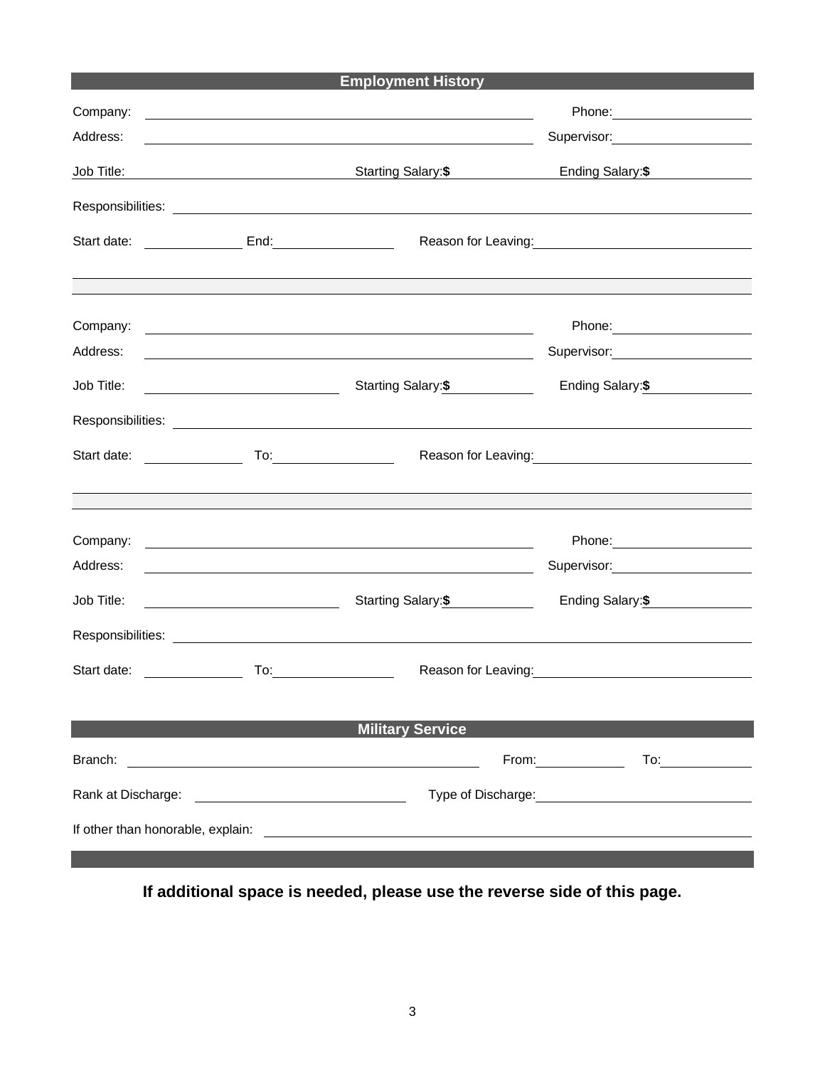## Employment History

Company: ______________________________ Phone: ______________

Address: ______________________________ Supervisor: ______________

Job Title: ______________ Starting Salary: **$** ______________ Ending Salary: **$** ______________

Responsibilities: ______________________________

Start date: ______________ End: ______________ Reason for Leaving: ______________

---

Company: ______________________________ Phone: ______________

Address: ______________________________ Supervisor: ______________

Job Title: ______________ Starting Salary: **$** ______________ Ending Salary: **$** ______________

Responsibilities: ______________________________

Start date: ______________ To: ______________ Reason for Leaving: ______________

---

Company: ______________________________ Phone: ______________

Address: ______________________________ Supervisor: ______________

Job Title: ______________ Starting Salary: **$** ______________ Ending Salary: **$** ______________

Responsibilities: ______________________________

Start date: ______________ To: ______________ Reason for Leaving: ______________

## Military Service

Branch: ______________________________ From: ______________ To: ______________

Rank at Discharge: ______________ Type of Discharge: ______________

If other than honorable, explain: ______________________________

**If additional space is needed, please use the reverse side of this page.**